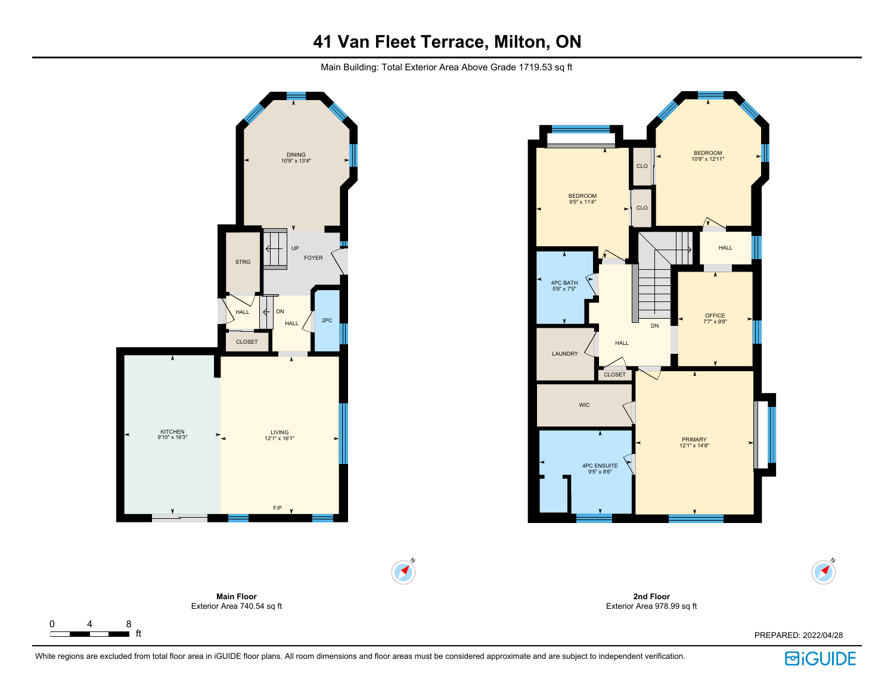# 41 Van Fleet Terrace, Milton, ON

Main Building: Total Exterior Area Above Grade 1719.53 sq ft

DINING
10'9" x 13'4"

STRG

UP

FOYER

HALL

DN

HALL

2PC

CLOSET

KITCHEN
9'10" x 16'3"

LIVING
12'1" x 16'1"

F/P

**Main Floor**
Exterior Area 740.54 sq ft

BEDROOM
9'5" x 11'4"

CLO

CLO

BEDROOM
10'9" x 12'11"

HALL

4PC BATH
5'9" x 7'5"

DN

OFFICE
7'7" x 9'8"

LAUNDRY

HALL

CLOSET

WIC

4PC ENSUITE
9'5" x 8'6"

PRIMARY
12'1" x 14'8"

**2nd Floor**
Exterior Area 978.99 sq ft

0 4 8
ft

PREPARED: 2022/04/28

White regions are excluded from total floor area in iGUIDE floor plans. All room dimensions and floor areas must be considered approximate and are subject to independent verification.

iGUIDE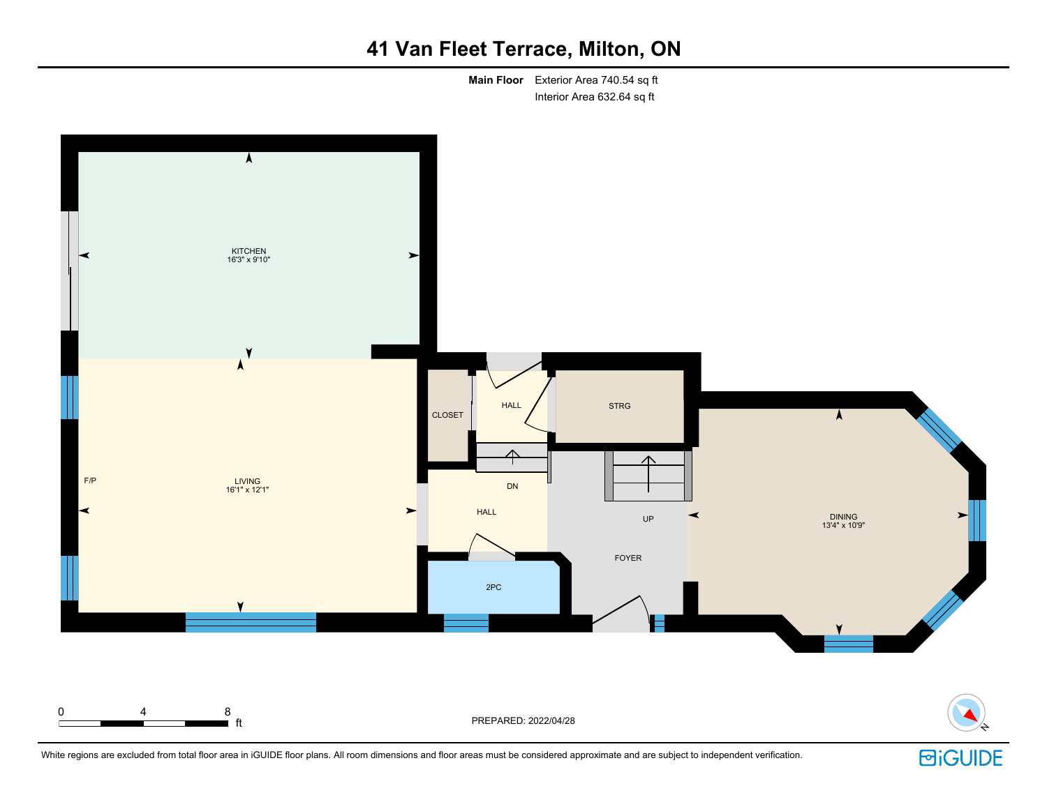# 41 Van Fleet Terrace, Milton, ON

**Main Floor** Exterior Area 740.54 sq ft
Interior Area 632.64 sq ft

KITCHEN
16'3" x 9'10"

LIVING
16'1" x 12'1"

F/P

CLOSET

HALL

STRG

DN

HALL

2PC

UP

FOYER

DINING
13'4" x 10'9"

0 4 8 ft

PREPARED: 2022/04/28

White regions are excluded from total floor area in iGUIDE floor plans. All room dimensions and floor areas must be considered approximate and are subject to independent verification.

iGUIDE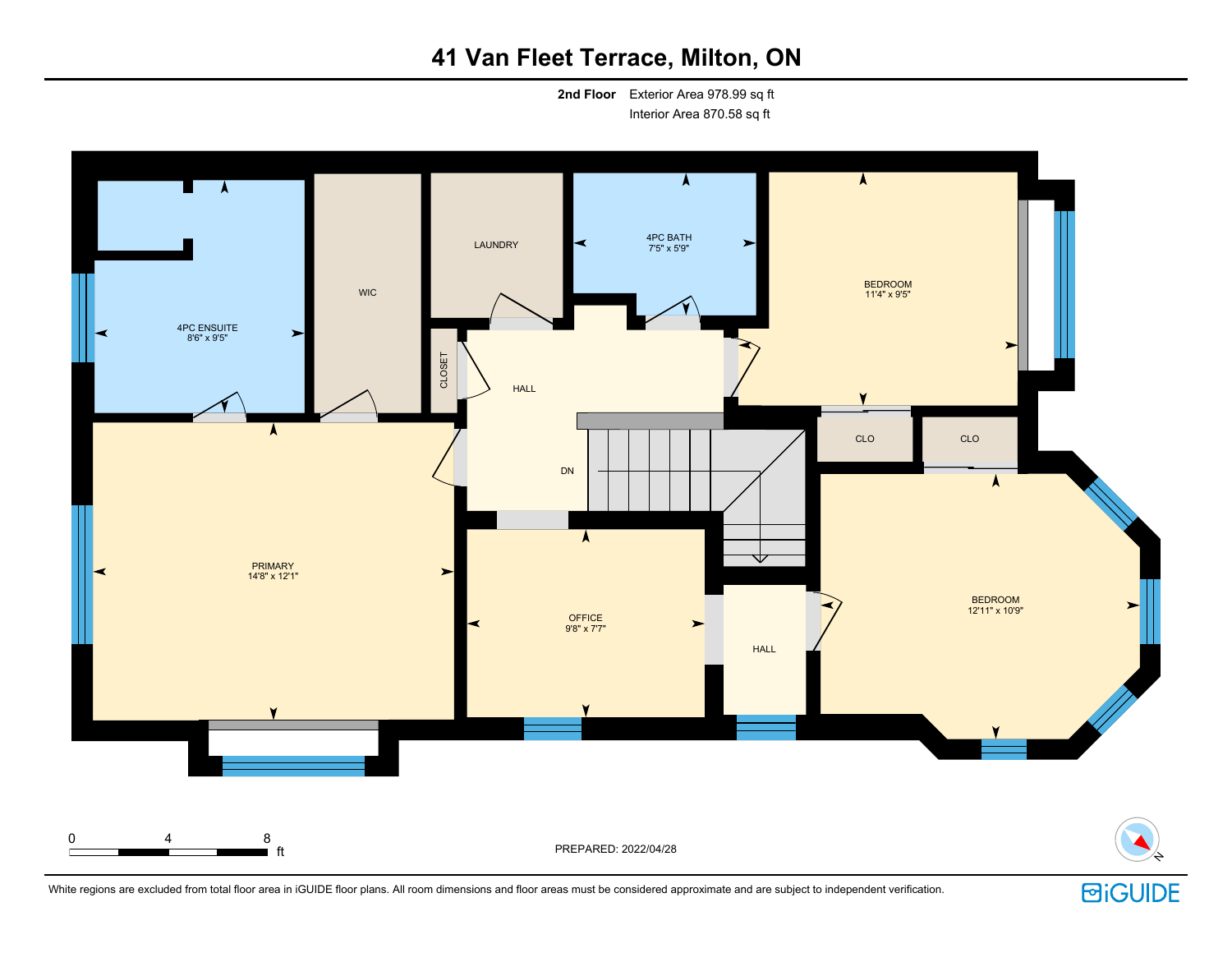# 41 Van Fleet Terrace, Milton, ON

**2nd Floor** Exterior Area 978.99 sq ft
Interior Area 870.58 sq ft

4PC ENSUITE
8'6" x 9'5"

WIC

LAUNDRY

4PC BATH
7'5" x 5'9"

BEDROOM
11'4" x 9'5"

CLOSET

HALL

DN

CLO

CLO

PRIMARY
14'8" x 12'1"

OFFICE
9'8" x 7'7"

HALL

BEDROOM
12'11" x 10'9"

0 4 8 ft

PREPARED: 2022/04/28

White regions are excluded from total floor area in iGUIDE floor plans. All room dimensions and floor areas must be considered approximate and are subject to independent verification.

iGUIDE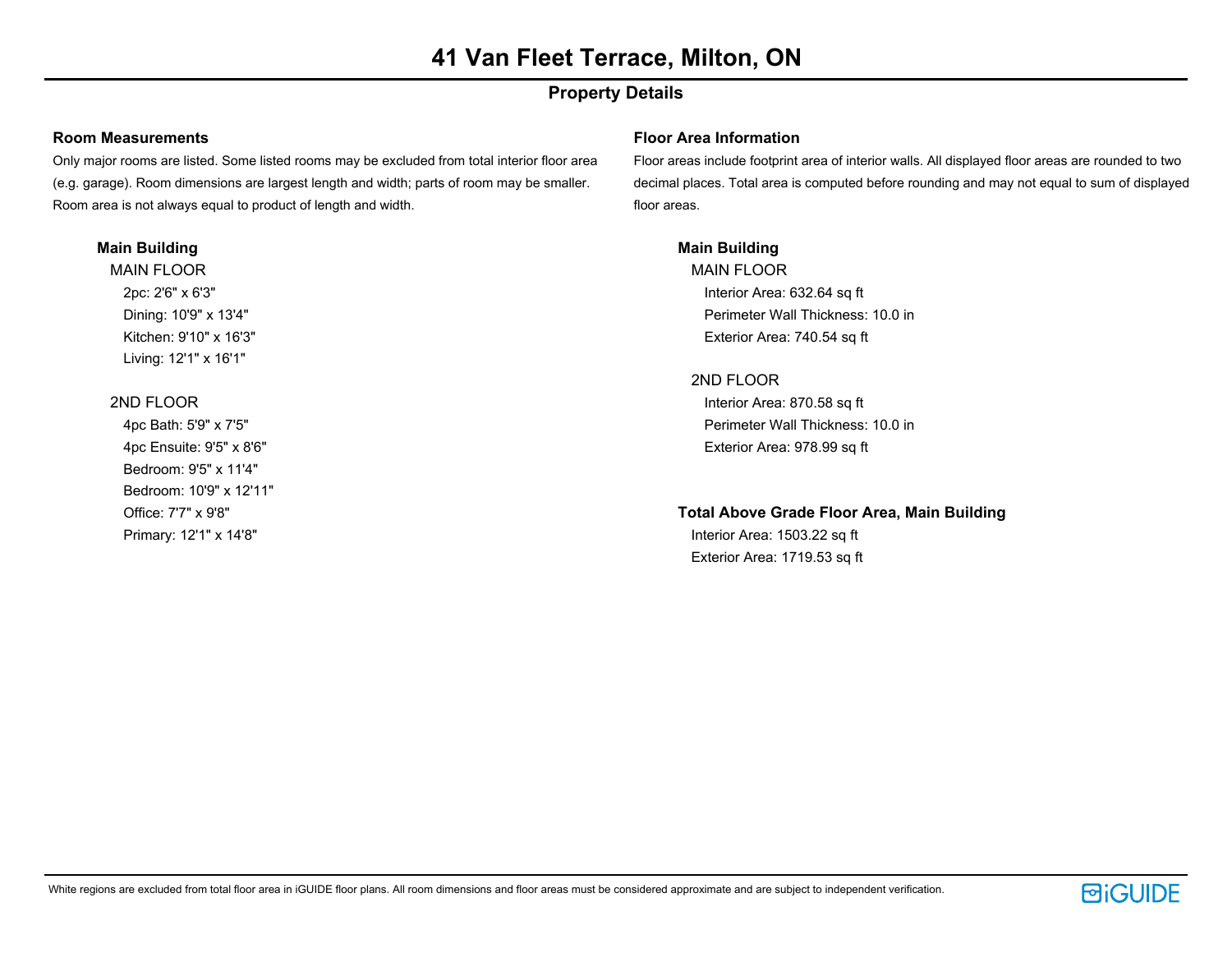# 41 Van Fleet Terrace, Milton, ON

## Property Details

### Room Measurements

Only major rooms are listed. Some listed rooms may be excluded from total interior floor area (e.g. garage). Room dimensions are largest length and width; parts of room may be smaller. Room area is not always equal to product of length and width.

**Main Building**

MAIN FLOOR

- 2pc: 2'6" x 6'3"
- Dining: 10'9" x 13'4"
- Kitchen: 9'10" x 16'3"
- Living: 12'1" x 16'1"

2ND FLOOR

- 4pc Bath: 5'9" x 7'5"
- 4pc Ensuite: 9'5" x 8'6"
- Bedroom: 9'5" x 11'4"
- Bedroom: 10'9" x 12'11"
- Office: 7'7" x 9'8"
- Primary: 12'1" x 14'8"

### Floor Area Information

Floor areas include footprint area of interior walls. All displayed floor areas are rounded to two decimal places. Total area is computed before rounding and may not equal to sum of displayed floor areas.

**Main Building**

MAIN FLOOR

- Interior Area: 632.64 sq ft
- Perimeter Wall Thickness: 10.0 in
- Exterior Area: 740.54 sq ft

2ND FLOOR

- Interior Area: 870.58 sq ft
- Perimeter Wall Thickness: 10.0 in
- Exterior Area: 978.99 sq ft

**Total Above Grade Floor Area, Main Building**

- Interior Area: 1503.22 sq ft
- Exterior Area: 1719.53 sq ft

White regions are excluded from total floor area in iGUIDE floor plans. All room dimensions and floor areas must be considered approximate and are subject to independent verification.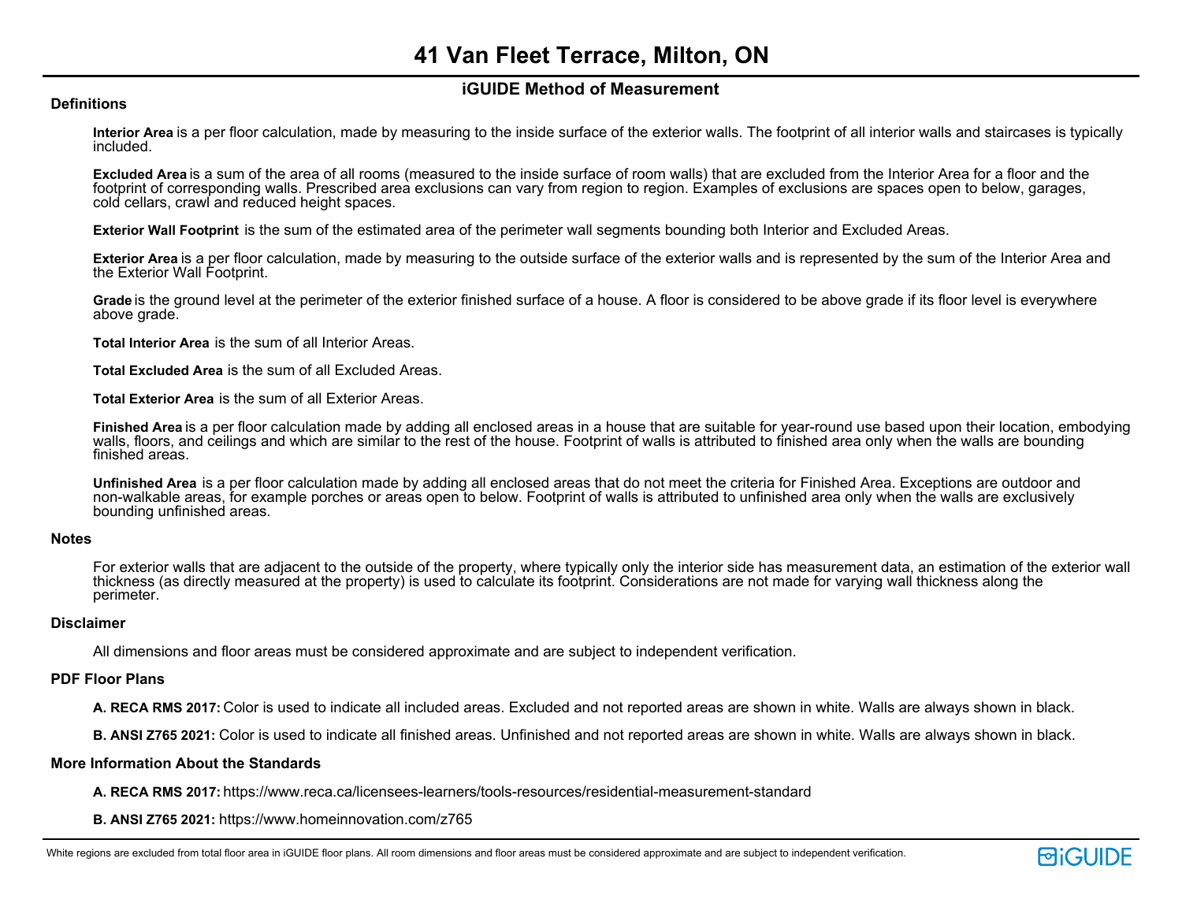# 41 Van Fleet Terrace, Milton, ON

## iGUIDE Method of Measurement

### Definitions

**Interior Area** is a per floor calculation, made by measuring to the inside surface of the exterior walls. The footprint of all interior walls and staircases is typically included.

**Excluded Area** is a sum of the area of all rooms (measured to the inside surface of room walls) that are excluded from the Interior Area for a floor and the footprint of corresponding walls. Prescribed area exclusions can vary from region to region. Examples of exclusions are spaces open to below, garages, cold cellars, crawl and reduced height spaces.

**Exterior Wall Footprint** is the sum of the estimated area of the perimeter wall segments bounding both Interior and Excluded Areas.

**Exterior Area** is a per floor calculation, made by measuring to the outside surface of the exterior walls and is represented by the sum of the Interior Area and the Exterior Wall Footprint.

**Grade** is the ground level at the perimeter of the exterior finished surface of a house. A floor is considered to be above grade if its floor level is everywhere above grade.

**Total Interior Area** is the sum of all Interior Areas.

**Total Excluded Area** is the sum of all Excluded Areas.

**Total Exterior Area** is the sum of all Exterior Areas.

**Finished Area** is a per floor calculation made by adding all enclosed areas in a house that are suitable for year-round use based upon their location, embodying walls, floors, and ceilings and which are similar to the rest of the house. Footprint of walls is attributed to finished area only when the walls are bounding finished areas.

**Unfinished Area** is a per floor calculation made by adding all enclosed areas that do not meet the criteria for Finished Area. Exceptions are outdoor and non-walkable areas, for example porches or areas open to below. Footprint of walls is attributed to unfinished area only when the walls are exclusively bounding unfinished areas.

### Notes

For exterior walls that are adjacent to the outside of the property, where typically only the interior side has measurement data, an estimation of the exterior wall thickness (as directly measured at the property) is used to calculate its footprint. Considerations are not made for varying wall thickness along the perimeter.

### Disclaimer

All dimensions and floor areas must be considered approximate and are subject to independent verification.

### PDF Floor Plans

**A. RECA RMS 2017:** Color is used to indicate all included areas. Excluded and not reported areas are shown in white. Walls are always shown in black.

**B. ANSI Z765 2021:** Color is used to indicate all finished areas. Unfinished and not reported areas are shown in white. Walls are always shown in black.

### More Information About the Standards

**A. RECA RMS 2017:** https://www.reca.ca/licensees-learners/tools-resources/residential-measurement-standard

**B. ANSI Z765 2021:** https://www.homeinnovation.com/z765

White regions are excluded from total floor area in iGUIDE floor plans. All room dimensions and floor areas must be considered approximate and are subject to independent verification.